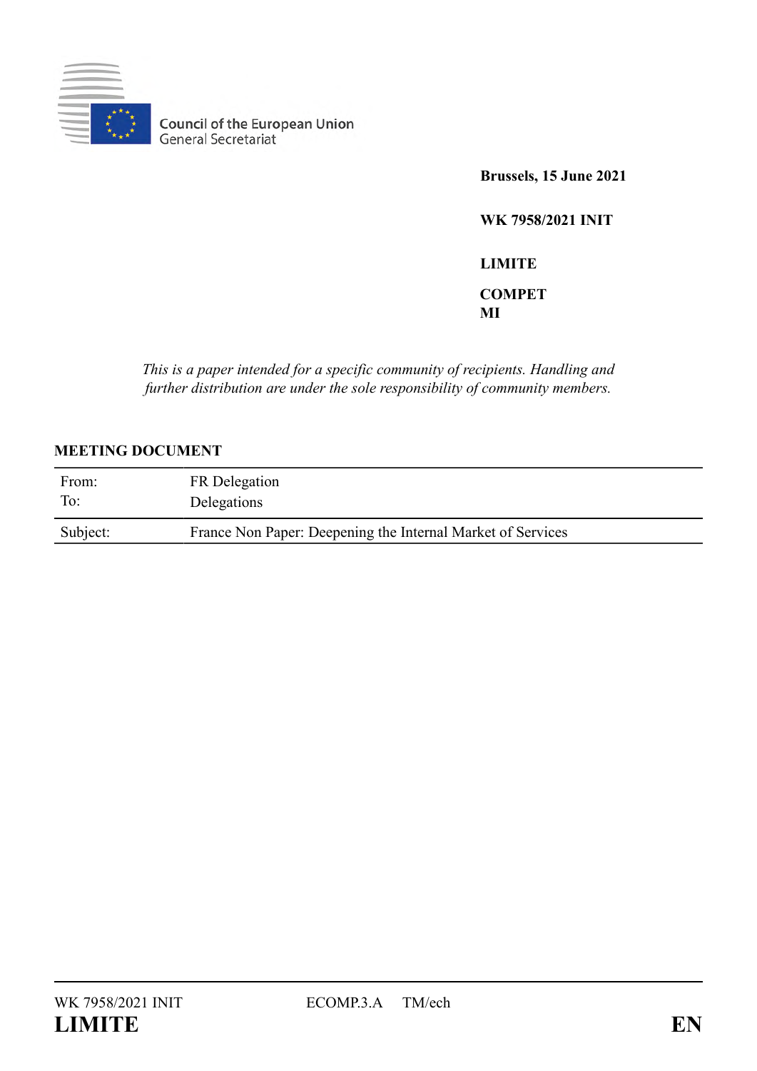Council of the European Union
General Secretariat

**Brussels, 15 June 2021**

**WK 7958/2021 INIT**

**LIMITE**

**COMPET**
**MI**

*This is a paper intended for a specific community of recipients. Handling and further distribution are under the sole responsibility of community members.*

**MEETING DOCUMENT**

| | |
|---|---|
| From: | FR Delegation |
| To: | Delegations |
| Subject: | France Non Paper: Deepening the Internal Market of Services |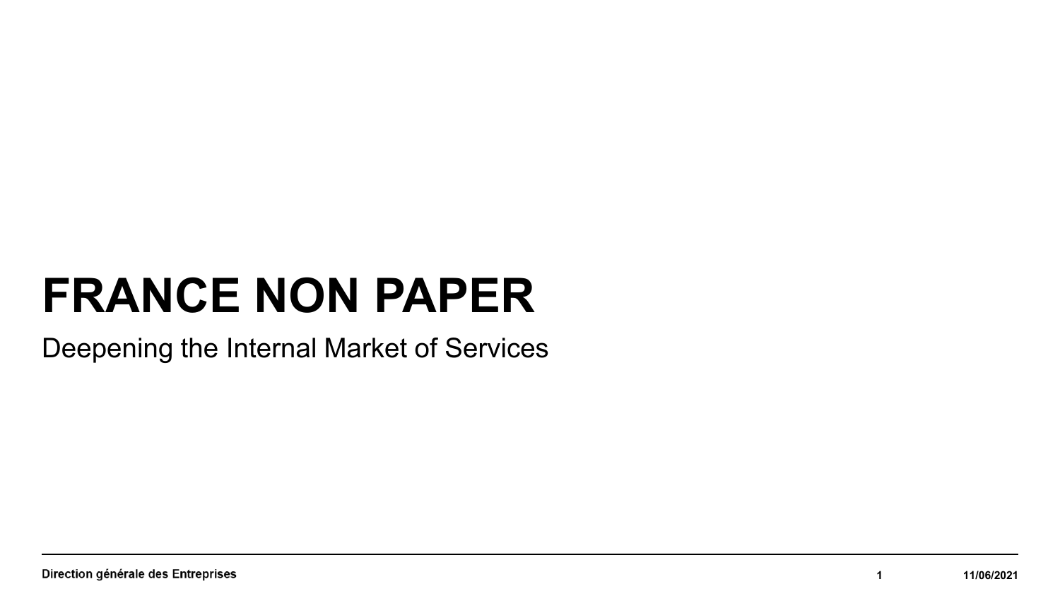# FRANCE NON PAPER

Deepening the Internal Market of Services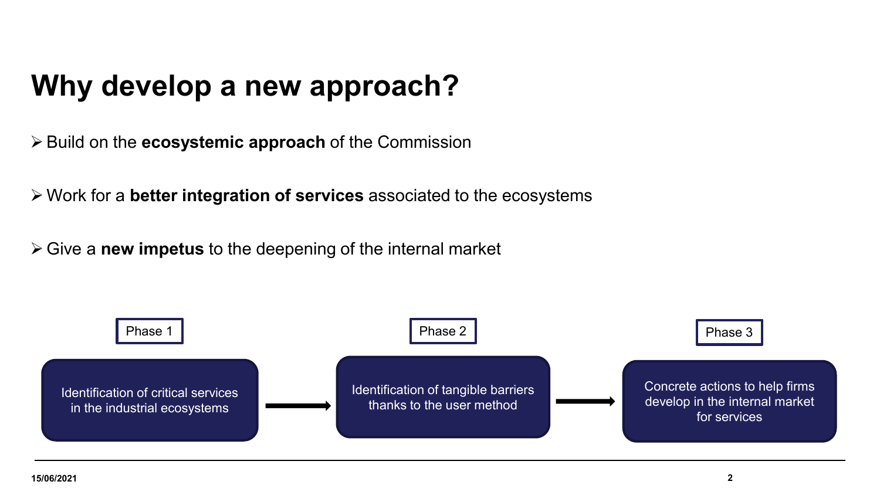# Why develop a new approach?

- Build on the **ecosystemic approach** of the Commission

- Work for a **better integration of services** associated to the ecosystems

- Give a **new impetus** to the deepening of the internal market

**Phase 1**

Identification of critical services in the industrial ecosystems

→

**Phase 2**

Identification of tangible barriers thanks to the user method

→

**Phase 3**

Concrete actions to help firms develop in the internal market for services

15/06/2021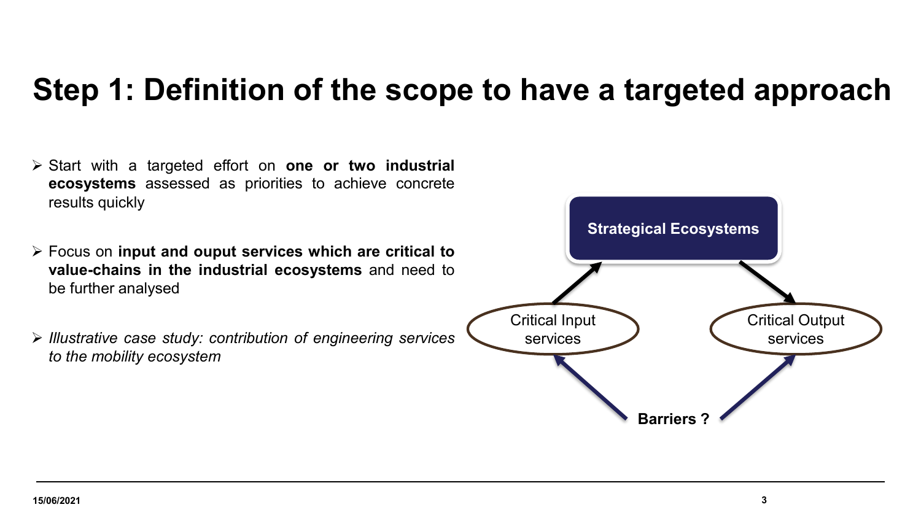# Step 1: Definition of the scope to have a targeted approach

- Start with a targeted effort on **one or two industrial ecosystems** assessed as priorities to achieve concrete results quickly
- Focus on **input and ouput services which are critical to value-chains in the industrial ecosystems** and need to be further analysed
- *Illustrative case study: contribution of engineering services to the mobility ecosystem*

Strategical Ecosystems

Critical Input services

Critical Output services

**Barriers ?**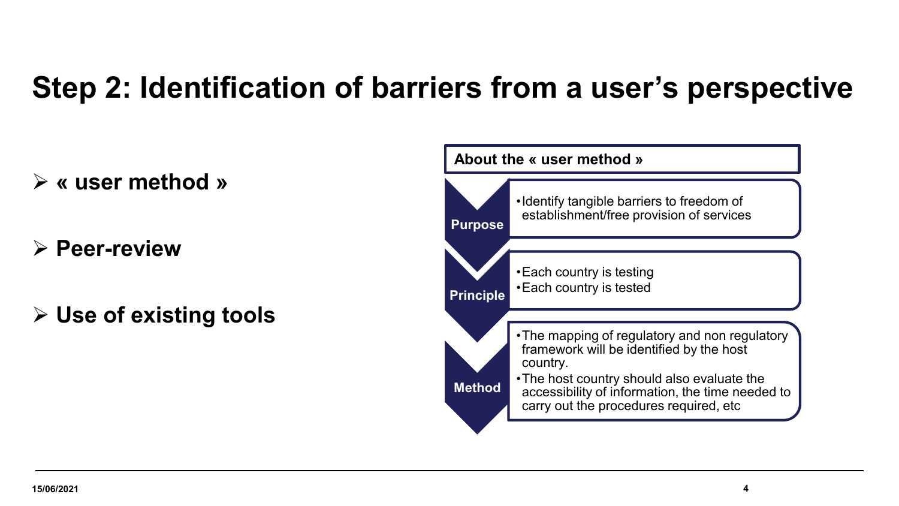# Step 2: Identification of barriers from a user's perspective

- **« user method »**
- **Peer-review**
- **Use of existing tools**

**About the « user method »**

**Purpose**
- Identify tangible barriers to freedom of establishment/free provision of services

**Principle**
- Each country is testing
- Each country is tested

**Method**
- The mapping of regulatory and non regulatory framework will be identified by the host country.
- The host country should also evaluate the accessibility of information, the time needed to carry out the procedures required, etc

15/06/2021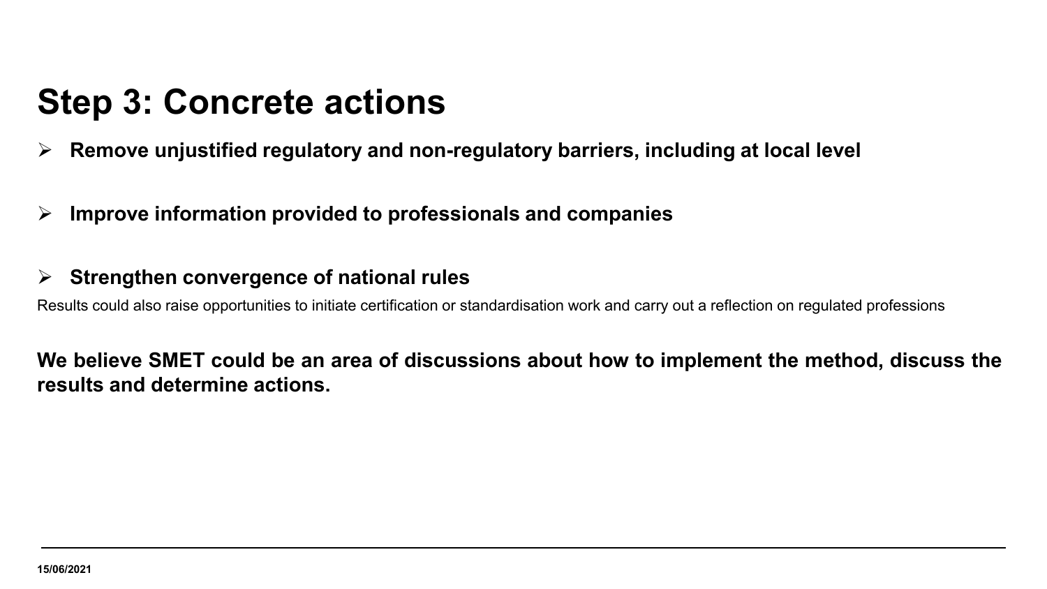# Step 3: Concrete actions

- **Remove unjustified regulatory and non-regulatory barriers, including at local level**

- **Improve information provided to professionals and companies**

- **Strengthen convergence of national rules**

Results could also raise opportunities to initiate certification or standardisation work and carry out a reflection on regulated professions

**We believe SMET could be an area of discussions about how to implement the method, discuss the results and determine actions.**

15/06/2021